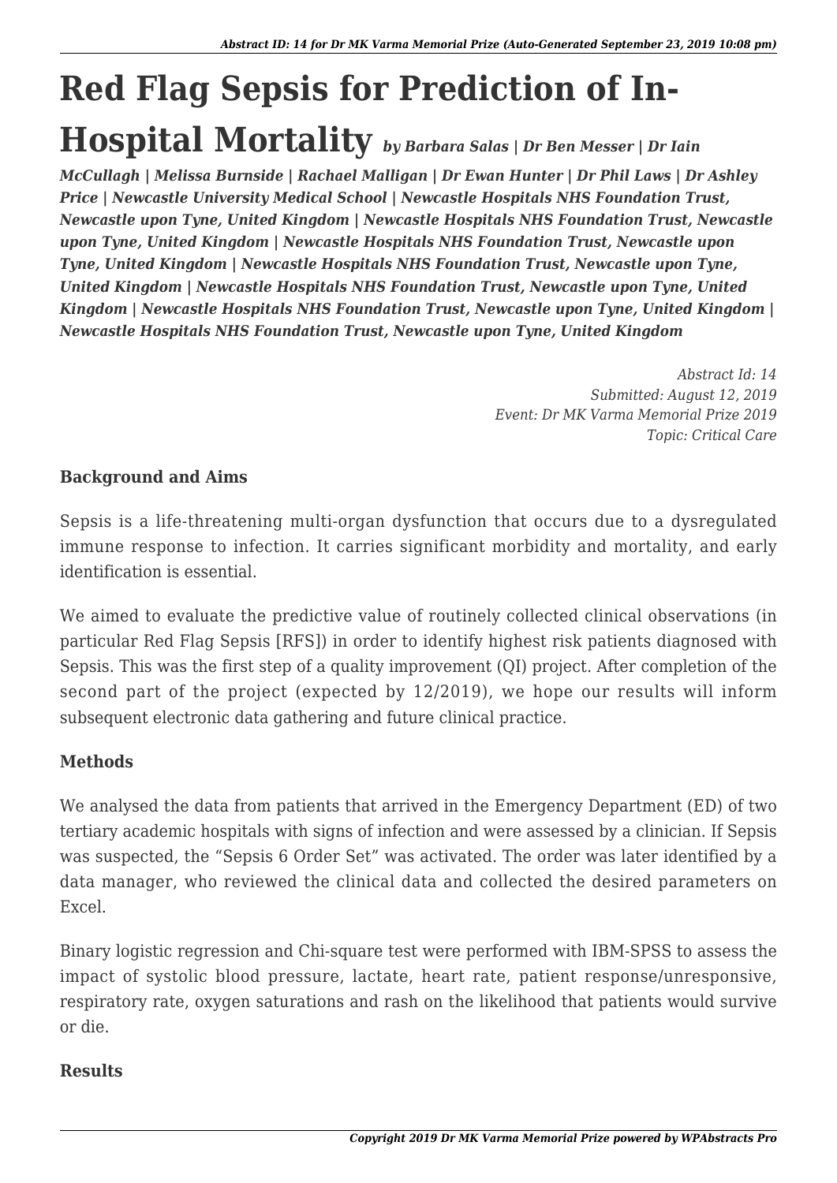# Red Flag Sepsis for Prediction of In-Hospital Mortality

*by Barbara Salas | Dr Ben Messer | Dr Iain McCullagh | Melissa Burnside | Rachael Malligan | Dr Ewan Hunter | Dr Phil Laws | Dr Ashley Price | Newcastle University Medical School | Newcastle Hospitals NHS Foundation Trust, Newcastle upon Tyne, United Kingdom | Newcastle Hospitals NHS Foundation Trust, Newcastle upon Tyne, United Kingdom | Newcastle Hospitals NHS Foundation Trust, Newcastle upon Tyne, United Kingdom | Newcastle Hospitals NHS Foundation Trust, Newcastle upon Tyne, United Kingdom | Newcastle Hospitals NHS Foundation Trust, Newcastle upon Tyne, United Kingdom | Newcastle Hospitals NHS Foundation Trust, Newcastle upon Tyne, United Kingdom | Newcastle Hospitals NHS Foundation Trust, Newcastle upon Tyne, United Kingdom*

*Abstract Id: 14*
*Submitted: August 12, 2019*
*Event: Dr MK Varma Memorial Prize 2019*
*Topic: Critical Care*

**Background and Aims**

Sepsis is a life-threatening multi-organ dysfunction that occurs due to a dysregulated immune response to infection. It carries significant morbidity and mortality, and early identification is essential.

We aimed to evaluate the predictive value of routinely collected clinical observations (in particular Red Flag Sepsis [RFS]) in order to identify highest risk patients diagnosed with Sepsis. This was the first step of a quality improvement (QI) project. After completion of the second part of the project (expected by 12/2019), we hope our results will inform subsequent electronic data gathering and future clinical practice.

**Methods**

We analysed the data from patients that arrived in the Emergency Department (ED) of two tertiary academic hospitals with signs of infection and were assessed by a clinician. If Sepsis was suspected, the "Sepsis 6 Order Set" was activated. The order was later identified by a data manager, who reviewed the clinical data and collected the desired parameters on Excel.

Binary logistic regression and Chi-square test were performed with IBM-SPSS to assess the impact of systolic blood pressure, lactate, heart rate, patient response/unresponsive, respiratory rate, oxygen saturations and rash on the likelihood that patients would survive or die.

**Results**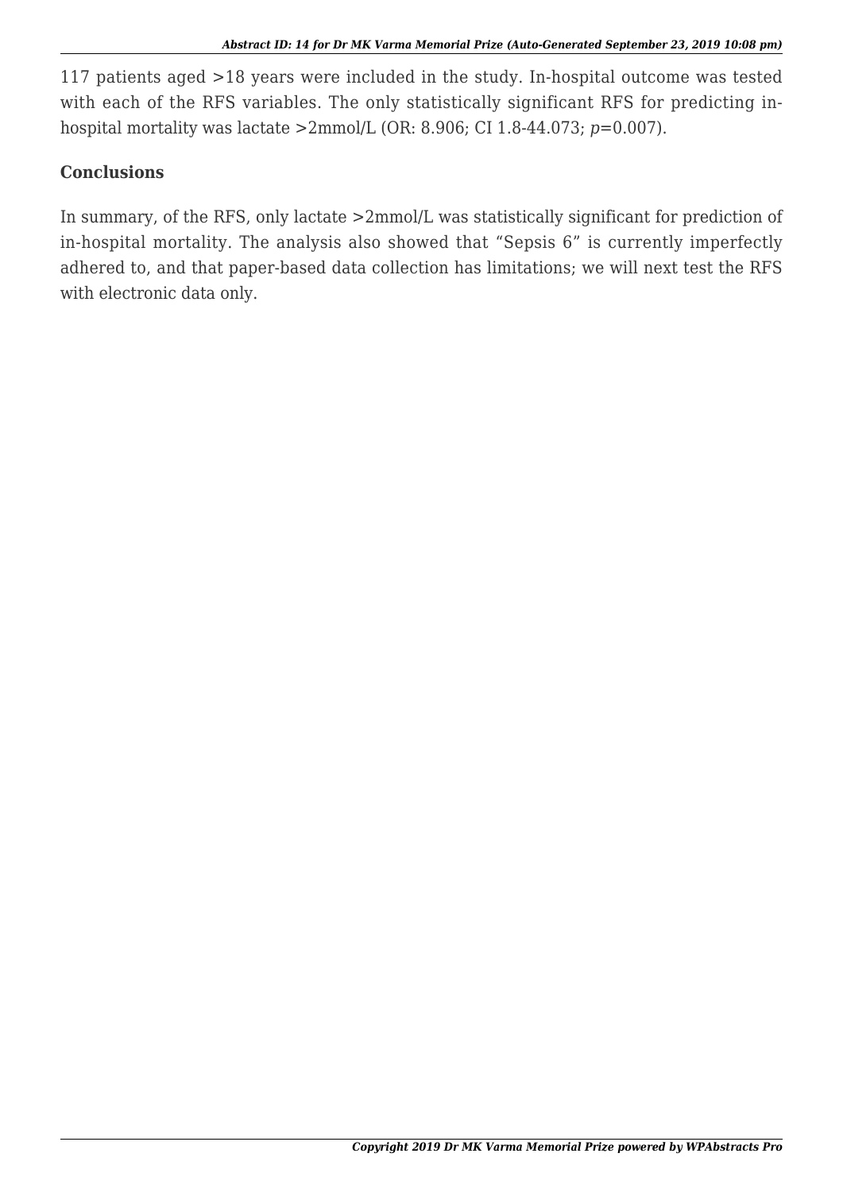117 patients aged >18 years were included in the study. In-hospital outcome was tested with each of the RFS variables. The only statistically significant RFS for predicting in-hospital mortality was lactate >2mmol/L (OR: 8.906; CI 1.8-44.073; $p$=0.007).

## Conclusions

In summary, of the RFS, only lactate >2mmol/L was statistically significant for prediction of in-hospital mortality. The analysis also showed that "Sepsis 6" is currently imperfectly adhered to, and that paper-based data collection has limitations; we will next test the RFS with electronic data only.